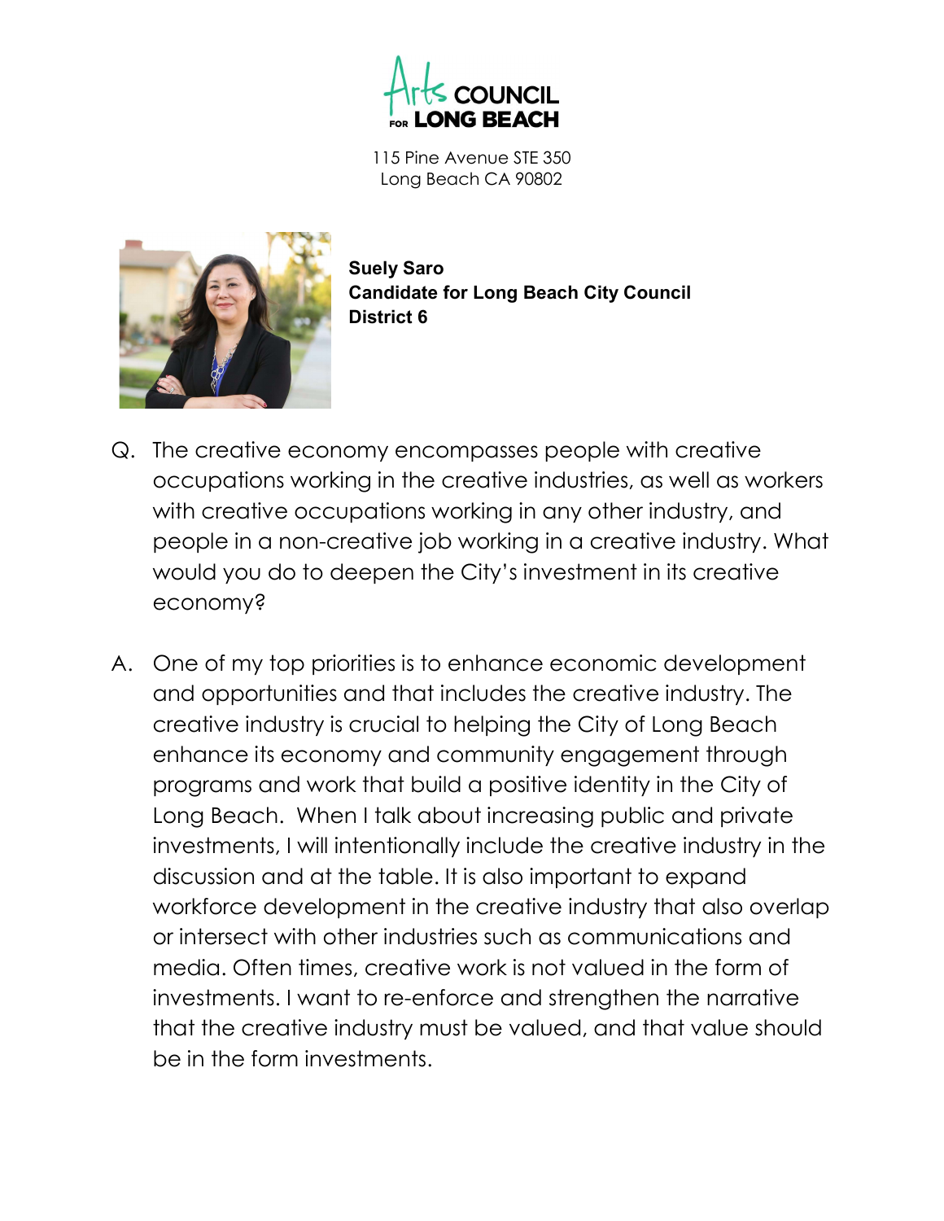# Arts COUNCIL FOR LONG BEACH

115 Pine Avenue STE 350
Long Beach CA 90802

**Suely Saro**
**Candidate for Long Beach City Council**
**District 6**

Q. The creative economy encompasses people with creative occupations working in the creative industries, as well as workers with creative occupations working in any other industry, and people in a non-creative job working in a creative industry. What would you do to deepen the City's investment in its creative economy?

A. One of my top priorities is to enhance economic development and opportunities and that includes the creative industry. The creative industry is crucial to helping the City of Long Beach enhance its economy and community engagement through programs and work that build a positive identity in the City of Long Beach. When I talk about increasing public and private investments, I will intentionally include the creative industry in the discussion and at the table. It is also important to expand workforce development in the creative industry that also overlap or intersect with other industries such as communications and media. Often times, creative work is not valued in the form of investments. I want to re-enforce and strengthen the narrative that the creative industry must be valued, and that value should be in the form investments.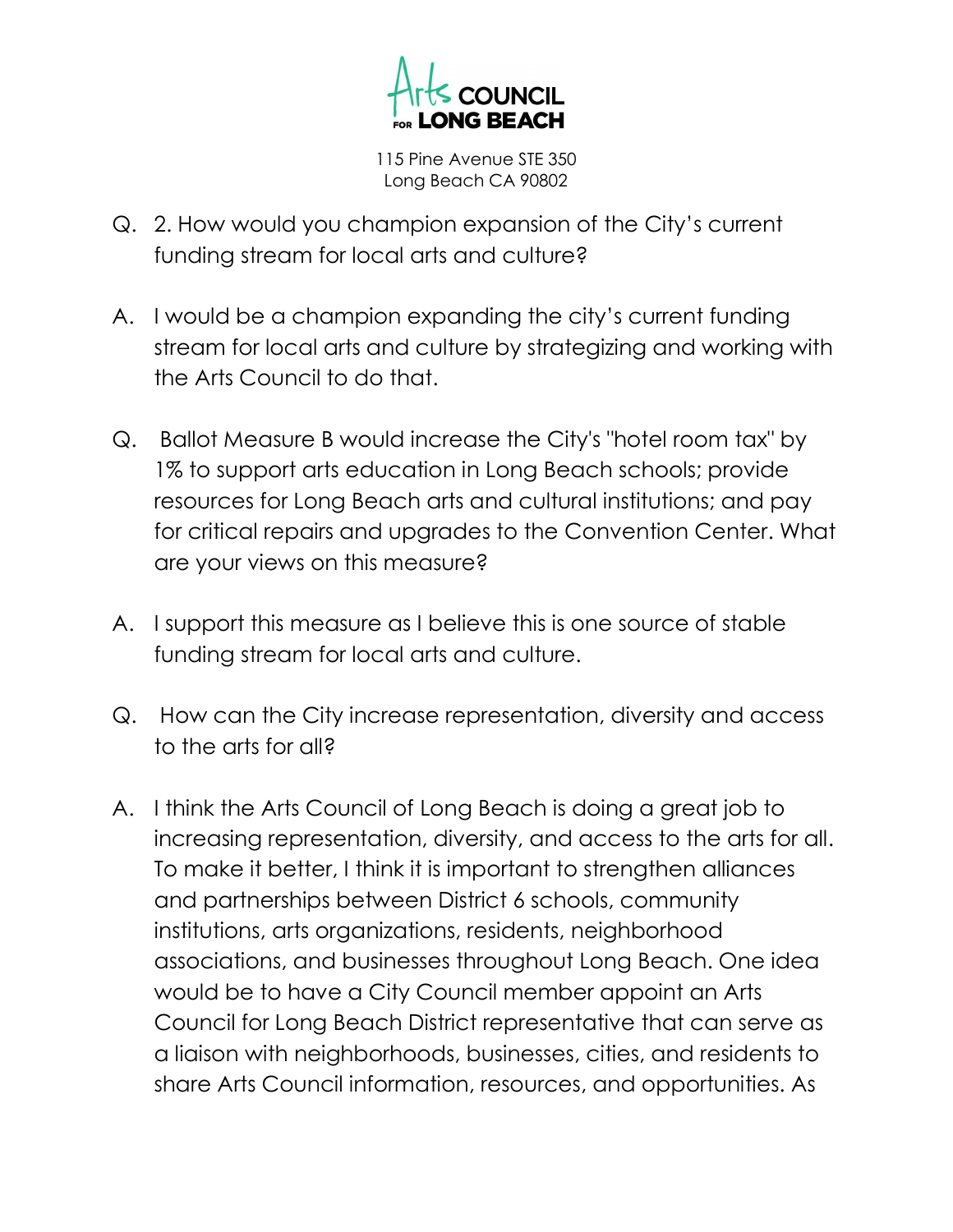Arts COUNCIL FOR LONG BEACH

115 Pine Avenue STE 350
Long Beach CA 90802

Q. 2. How would you champion expansion of the City's current funding stream for local arts and culture?

A. I would be a champion expanding the city's current funding stream for local arts and culture by strategizing and working with the Arts Council to do that.

Q. Ballot Measure B would increase the City's "hotel room tax" by 1% to support arts education in Long Beach schools; provide resources for Long Beach arts and cultural institutions; and pay for critical repairs and upgrades to the Convention Center. What are your views on this measure?

A. I support this measure as I believe this is one source of stable funding stream for local arts and culture.

Q. How can the City increase representation, diversity and access to the arts for all?

A. I think the Arts Council of Long Beach is doing a great job to increasing representation, diversity, and access to the arts for all. To make it better, I think it is important to strengthen alliances and partnerships between District 6 schools, community institutions, arts organizations, residents, neighborhood associations, and businesses throughout Long Beach. One idea would be to have a City Council member appoint an Arts Council for Long Beach District representative that can serve as a liaison with neighborhoods, businesses, cities, and residents to share Arts Council information, resources, and opportunities. As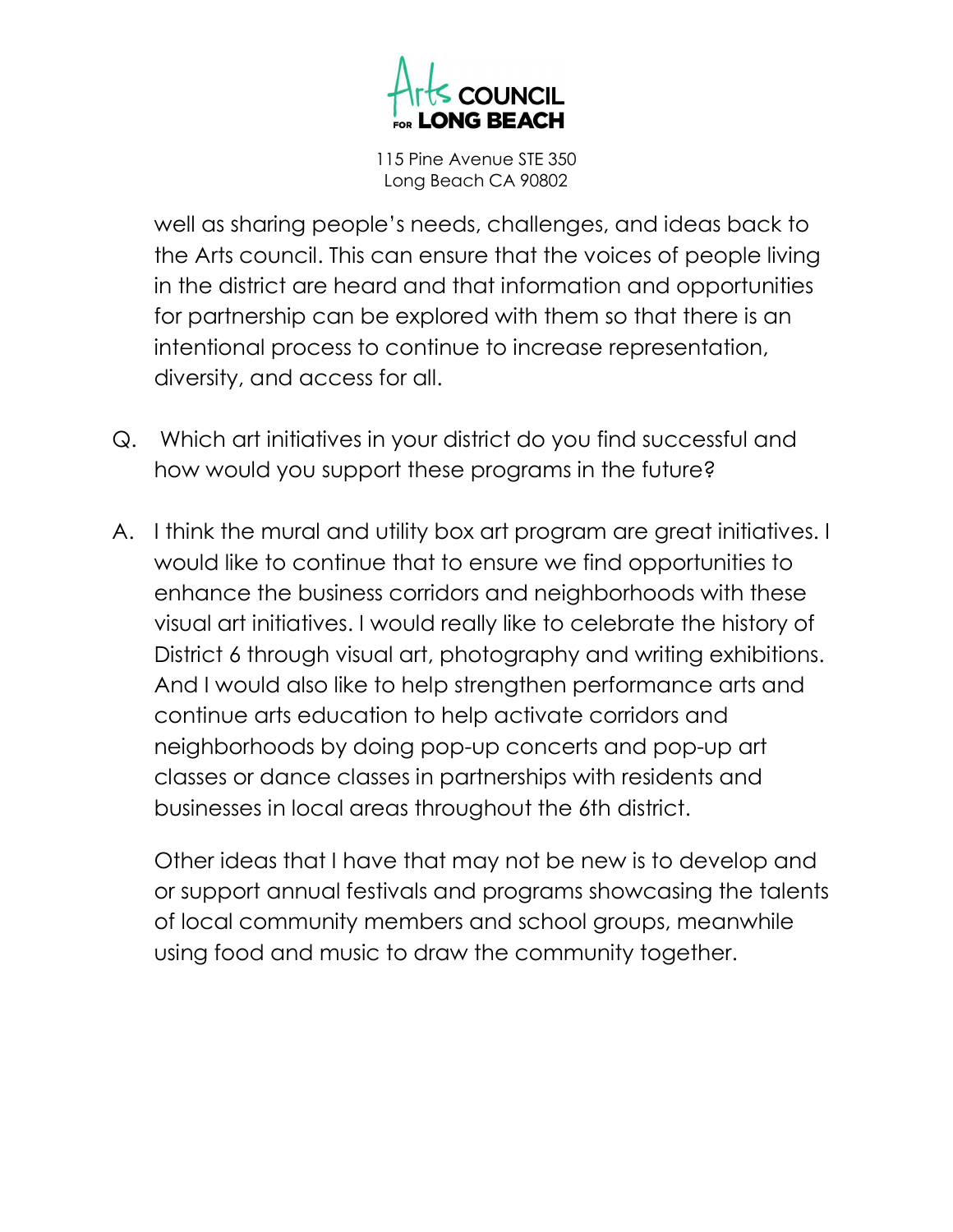well as sharing people's needs, challenges, and ideas back to the Arts council. This can ensure that the voices of people living in the district are heard and that information and opportunities for partnership can be explored with them so that there is an intentional process to continue to increase representation, diversity, and access for all.

Q. Which art initiatives in your district do you find successful and how would you support these programs in the future?

A. I think the mural and utility box art program are great initiatives. I would like to continue that to ensure we find opportunities to enhance the business corridors and neighborhoods with these visual art initiatives. I would really like to celebrate the history of District 6 through visual art, photography and writing exhibitions. And I would also like to help strengthen performance arts and continue arts education to help activate corridors and neighborhoods by doing pop-up concerts and pop-up art classes or dance classes in partnerships with residents and businesses in local areas throughout the 6th district.

Other ideas that I have that may not be new is to develop and or support annual festivals and programs showcasing the talents of local community members and school groups, meanwhile using food and music to draw the community together.